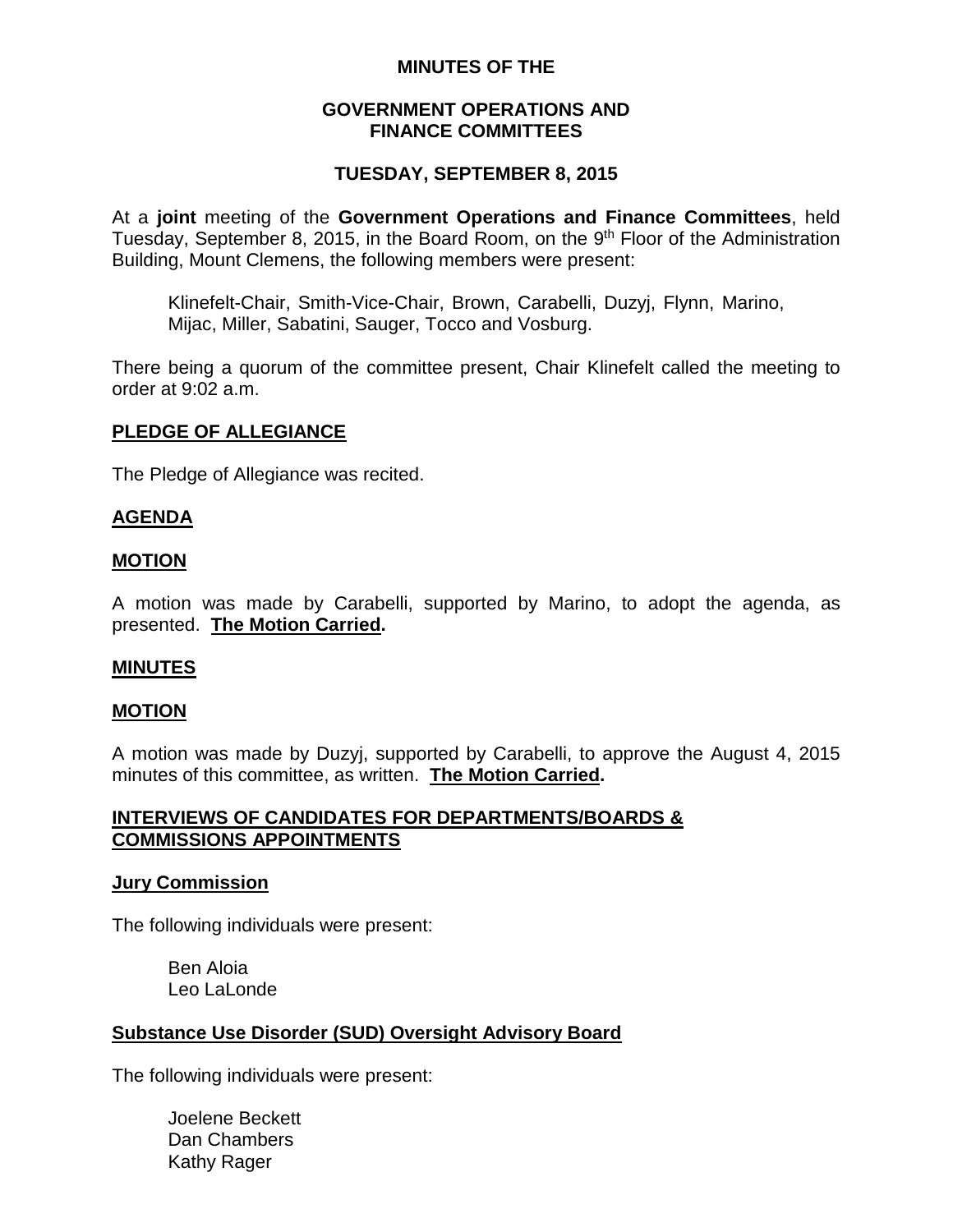**MINUTES OF THE**

**GOVERNMENT OPERATIONS AND FINANCE COMMITTEES**

**TUESDAY, SEPTEMBER 8, 2015**

At a **joint** meeting of the **Government Operations and Finance Committees**, held Tuesday, September 8, 2015, in the Board Room, on the 9th Floor of the Administration Building, Mount Clemens, the following members were present:

> Klinefelt-Chair, Smith-Vice-Chair, Brown, Carabelli, Duzyj, Flynn, Marino, Mijac, Miller, Sabatini, Sauger, Tocco and Vosburg.

There being a quorum of the committee present, Chair Klinefelt called the meeting to order at 9:02 a.m.

## PLEDGE OF ALLEGIANCE

The Pledge of Allegiance was recited.

## AGENDA

### MOTION

A motion was made by Carabelli, supported by Marino, to adopt the agenda, as presented. **The Motion Carried.**

## MINUTES

### MOTION

A motion was made by Duzyj, supported by Carabelli, to approve the August 4, 2015 minutes of this committee, as written. **The Motion Carried.**

## INTERVIEWS OF CANDIDATES FOR DEPARTMENTS/BOARDS & COMMISSIONS APPOINTMENTS

### Jury Commission

The following individuals were present:

> Ben Aloia
> Leo LaLonde

### Substance Use Disorder (SUD) Oversight Advisory Board

The following individuals were present:

> Joelene Beckett
> Dan Chambers
> Kathy Rager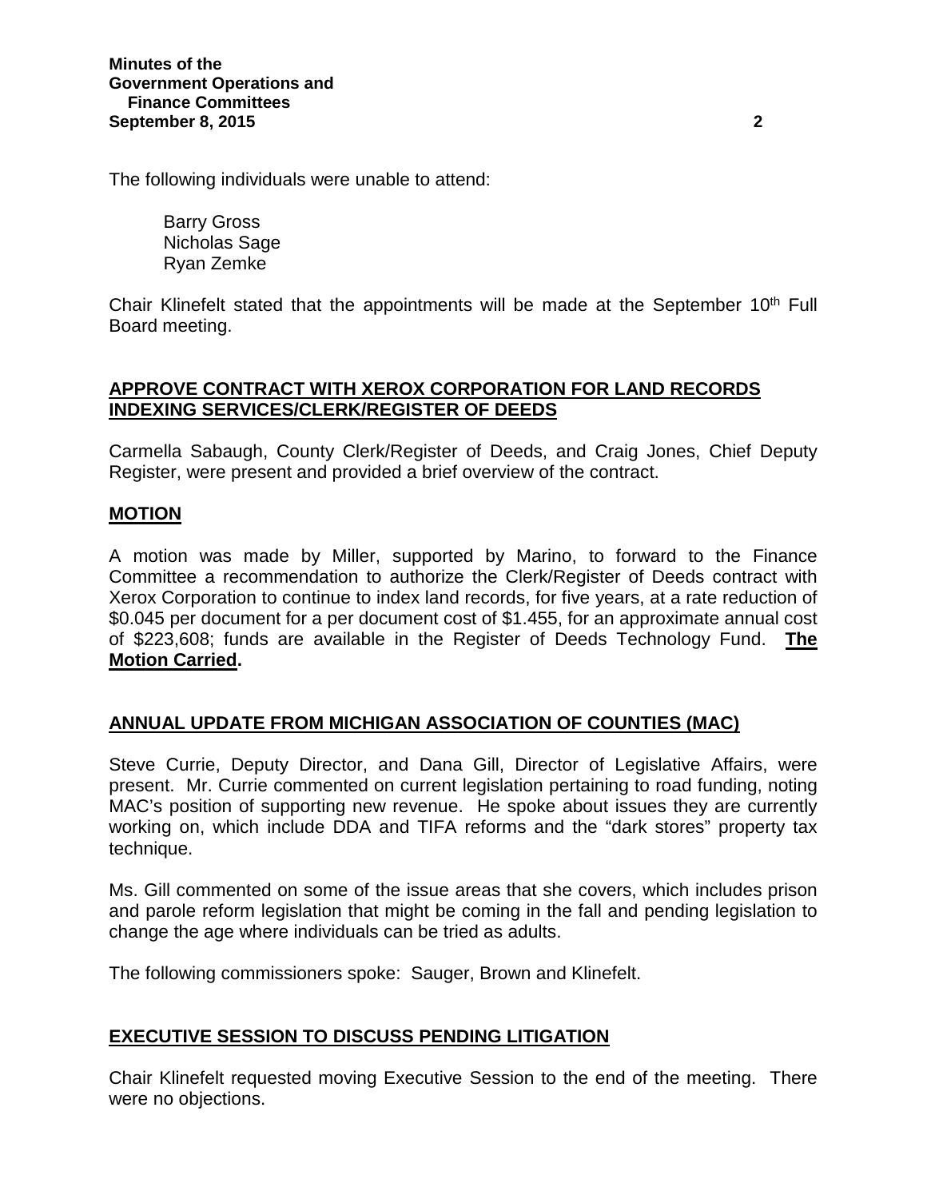The following individuals were unable to attend:

Barry Gross
Nicholas Sage
Ryan Zemke

Chair Klinefelt stated that the appointments will be made at the September 10th Full Board meeting.

## APPROVE CONTRACT WITH XEROX CORPORATION FOR LAND RECORDS INDEXING SERVICES/CLERK/REGISTER OF DEEDS

Carmella Sabaugh, County Clerk/Register of Deeds, and Craig Jones, Chief Deputy Register, were present and provided a brief overview of the contract.

## MOTION

A motion was made by Miller, supported by Marino, to forward to the Finance Committee a recommendation to authorize the Clerk/Register of Deeds contract with Xerox Corporation to continue to index land records, for five years, at a rate reduction of $0.045 per document for a per document cost of $1.455, for an approximate annual cost of $223,608; funds are available in the Register of Deeds Technology Fund. **The Motion Carried.**

## ANNUAL UPDATE FROM MICHIGAN ASSOCIATION OF COUNTIES (MAC)

Steve Currie, Deputy Director, and Dana Gill, Director of Legislative Affairs, were present. Mr. Currie commented on current legislation pertaining to road funding, noting MAC's position of supporting new revenue. He spoke about issues they are currently working on, which include DDA and TIFA reforms and the "dark stores" property tax technique.

Ms. Gill commented on some of the issue areas that she covers, which includes prison and parole reform legislation that might be coming in the fall and pending legislation to change the age where individuals can be tried as adults.

The following commissioners spoke: Sauger, Brown and Klinefelt.

## EXECUTIVE SESSION TO DISCUSS PENDING LITIGATION

Chair Klinefelt requested moving Executive Session to the end of the meeting. There were no objections.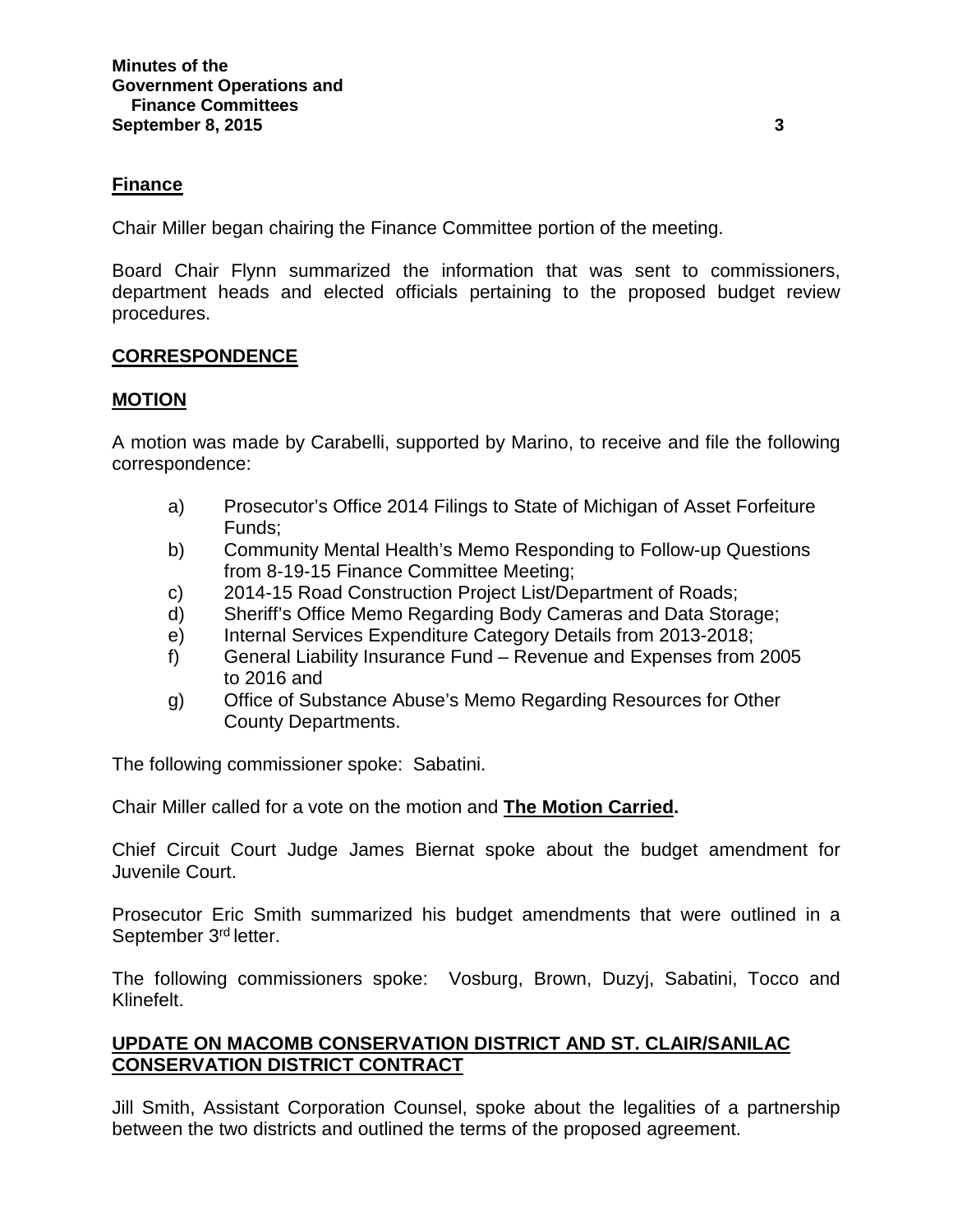## Finance

Chair Miller began chairing the Finance Committee portion of the meeting.

Board Chair Flynn summarized the information that was sent to commissioners, department heads and elected officials pertaining to the proposed budget review procedures.

## CORRESPONDENCE

## MOTION

A motion was made by Carabelli, supported by Marino, to receive and file the following correspondence:

- a) Prosecutor's Office 2014 Filings to State of Michigan of Asset Forfeiture Funds;
- b) Community Mental Health's Memo Responding to Follow-up Questions from 8-19-15 Finance Committee Meeting;
- c) 2014-15 Road Construction Project List/Department of Roads;
- d) Sheriff's Office Memo Regarding Body Cameras and Data Storage;
- e) Internal Services Expenditure Category Details from 2013-2018;
- f) General Liability Insurance Fund – Revenue and Expenses from 2005 to 2016 and
- g) Office of Substance Abuse's Memo Regarding Resources for Other County Departments.

The following commissioner spoke: Sabatini.

Chair Miller called for a vote on the motion and **The Motion Carried.**

Chief Circuit Court Judge James Biernat spoke about the budget amendment for Juvenile Court.

Prosecutor Eric Smith summarized his budget amendments that were outlined in a September 3rd letter.

The following commissioners spoke: Vosburg, Brown, Duzyj, Sabatini, Tocco and Klinefelt.

## UPDATE ON MACOMB CONSERVATION DISTRICT AND ST. CLAIR/SANILAC CONSERVATION DISTRICT CONTRACT

Jill Smith, Assistant Corporation Counsel, spoke about the legalities of a partnership between the two districts and outlined the terms of the proposed agreement.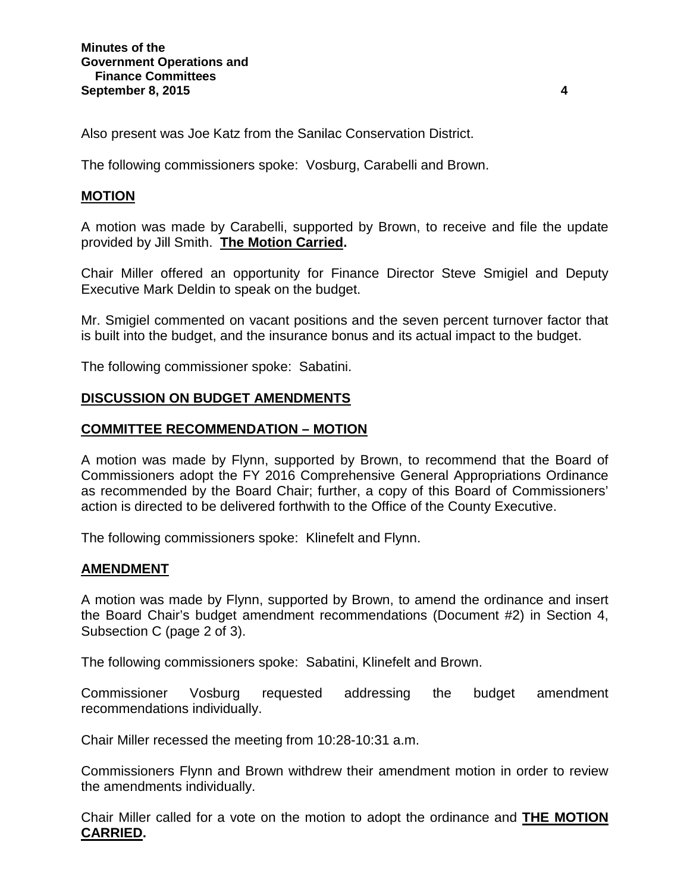Also present was Joe Katz from the Sanilac Conservation District.

The following commissioners spoke: Vosburg, Carabelli and Brown.

**MOTION**

A motion was made by Carabelli, supported by Brown, to receive and file the update provided by Jill Smith. **The Motion Carried.**

Chair Miller offered an opportunity for Finance Director Steve Smigiel and Deputy Executive Mark Deldin to speak on the budget.

Mr. Smigiel commented on vacant positions and the seven percent turnover factor that is built into the budget, and the insurance bonus and its actual impact to the budget.

The following commissioner spoke: Sabatini.

**DISCUSSION ON BUDGET AMENDMENTS**

**COMMITTEE RECOMMENDATION – MOTION**

A motion was made by Flynn, supported by Brown, to recommend that the Board of Commissioners adopt the FY 2016 Comprehensive General Appropriations Ordinance as recommended by the Board Chair; further, a copy of this Board of Commissioners' action is directed to be delivered forthwith to the Office of the County Executive.

The following commissioners spoke: Klinefelt and Flynn.

**AMENDMENT**

A motion was made by Flynn, supported by Brown, to amend the ordinance and insert the Board Chair's budget amendment recommendations (Document #2) in Section 4, Subsection C (page 2 of 3).

The following commissioners spoke: Sabatini, Klinefelt and Brown.

Commissioner Vosburg requested addressing the budget amendment recommendations individually.

Chair Miller recessed the meeting from 10:28-10:31 a.m.

Commissioners Flynn and Brown withdrew their amendment motion in order to review the amendments individually.

Chair Miller called for a vote on the motion to adopt the ordinance and **THE MOTION CARRIED.**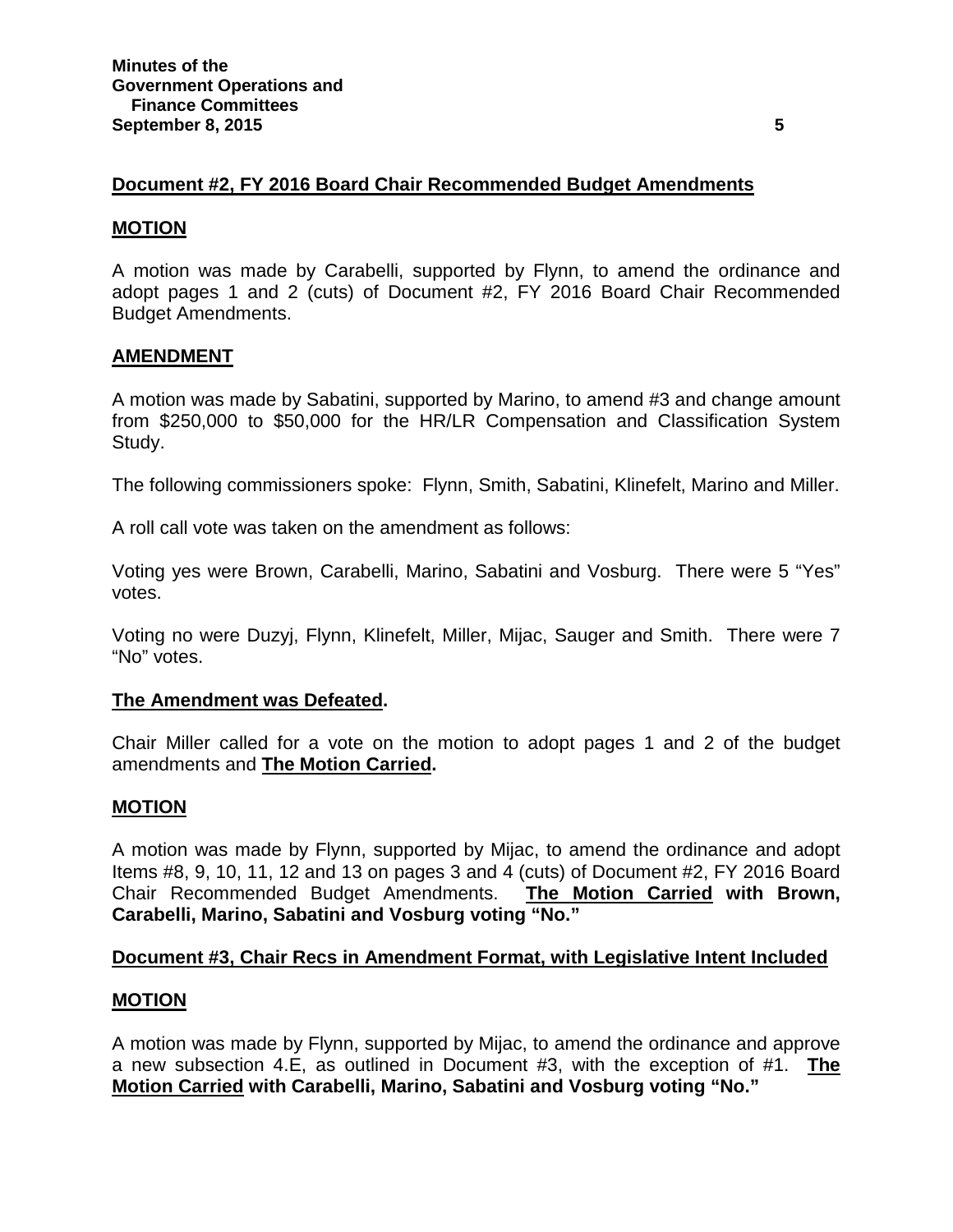**Document #2, FY 2016 Board Chair Recommended Budget Amendments**

**MOTION**

A motion was made by Carabelli, supported by Flynn, to amend the ordinance and adopt pages 1 and 2 (cuts) of Document #2, FY 2016 Board Chair Recommended Budget Amendments.

**AMENDMENT**

A motion was made by Sabatini, supported by Marino, to amend #3 and change amount from $250,000 to $50,000 for the HR/LR Compensation and Classification System Study.

The following commissioners spoke: Flynn, Smith, Sabatini, Klinefelt, Marino and Miller.

A roll call vote was taken on the amendment as follows:

Voting yes were Brown, Carabelli, Marino, Sabatini and Vosburg. There were 5 "Yes" votes.

Voting no were Duzyj, Flynn, Klinefelt, Miller, Mijac, Sauger and Smith. There were 7 "No" votes.

**The Amendment was Defeated.**

Chair Miller called for a vote on the motion to adopt pages 1 and 2 of the budget amendments and **The Motion Carried.**

**MOTION**

A motion was made by Flynn, supported by Mijac, to amend the ordinance and adopt Items #8, 9, 10, 11, 12 and 13 on pages 3 and 4 (cuts) of Document #2, FY 2016 Board Chair Recommended Budget Amendments. **The Motion Carried with Brown, Carabelli, Marino, Sabatini and Vosburg voting "No."**

**Document #3, Chair Recs in Amendment Format, with Legislative Intent Included**

**MOTION**

A motion was made by Flynn, supported by Mijac, to amend the ordinance and approve a new subsection 4.E, as outlined in Document #3, with the exception of #1. **The Motion Carried with Carabelli, Marino, Sabatini and Vosburg voting "No."**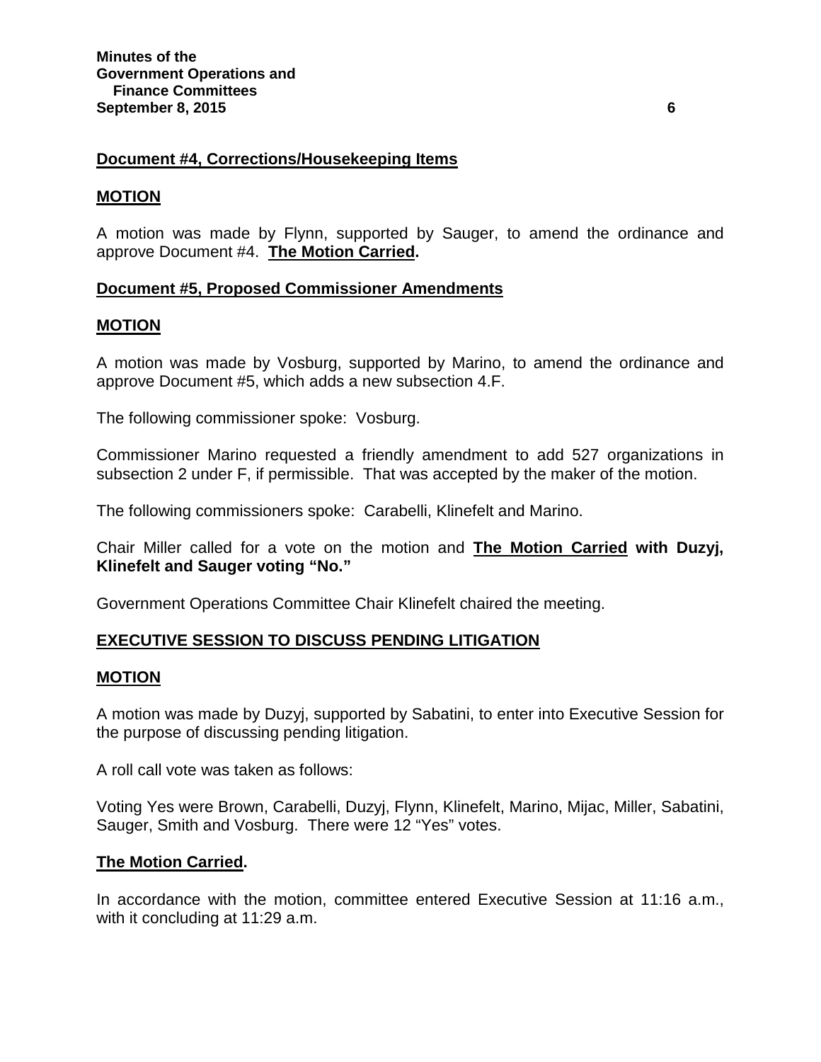**Document #4, Corrections/Housekeeping Items**

**MOTION**

A motion was made by Flynn, supported by Sauger, to amend the ordinance and approve Document #4. **The Motion Carried.**

**Document #5, Proposed Commissioner Amendments**

**MOTION**

A motion was made by Vosburg, supported by Marino, to amend the ordinance and approve Document #5, which adds a new subsection 4.F.

The following commissioner spoke: Vosburg.

Commissioner Marino requested a friendly amendment to add 527 organizations in subsection 2 under F, if permissible. That was accepted by the maker of the motion.

The following commissioners spoke: Carabelli, Klinefelt and Marino.

Chair Miller called for a vote on the motion and **The Motion Carried with Duzyj, Klinefelt and Sauger voting "No."**

Government Operations Committee Chair Klinefelt chaired the meeting.

**EXECUTIVE SESSION TO DISCUSS PENDING LITIGATION**

**MOTION**

A motion was made by Duzyj, supported by Sabatini, to enter into Executive Session for the purpose of discussing pending litigation.

A roll call vote was taken as follows:

Voting Yes were Brown, Carabelli, Duzyj, Flynn, Klinefelt, Marino, Mijac, Miller, Sabatini, Sauger, Smith and Vosburg. There were 12 "Yes" votes.

**The Motion Carried.**

In accordance with the motion, committee entered Executive Session at 11:16 a.m., with it concluding at 11:29 a.m.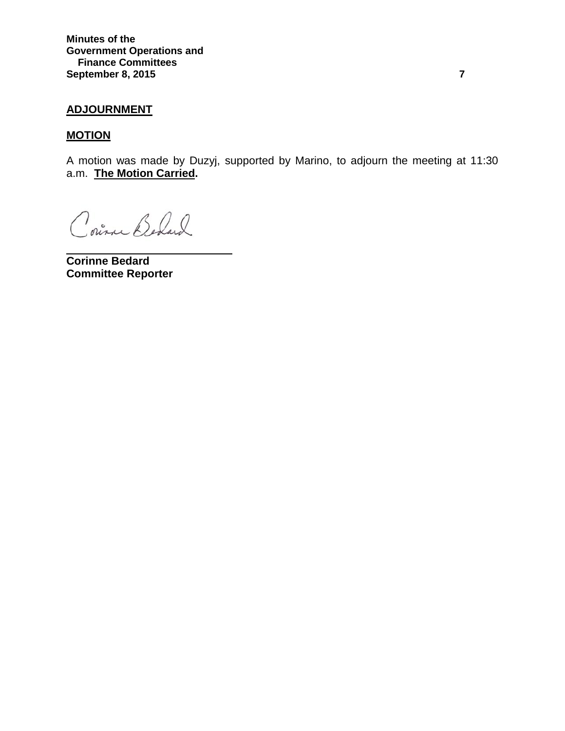**ADJOURNMENT**

**MOTION**

A motion was made by Duzyj, supported by Marino, to adjourn the meeting at 11:30 a.m. **The Motion Carried.**

\_\_\_\_\_\_\_\_\_\_\_\_\_\_\_\_\_\_\_\_\_\_\_\_\_\_\_\_

**Corinne Bedard**
**Committee Reporter**